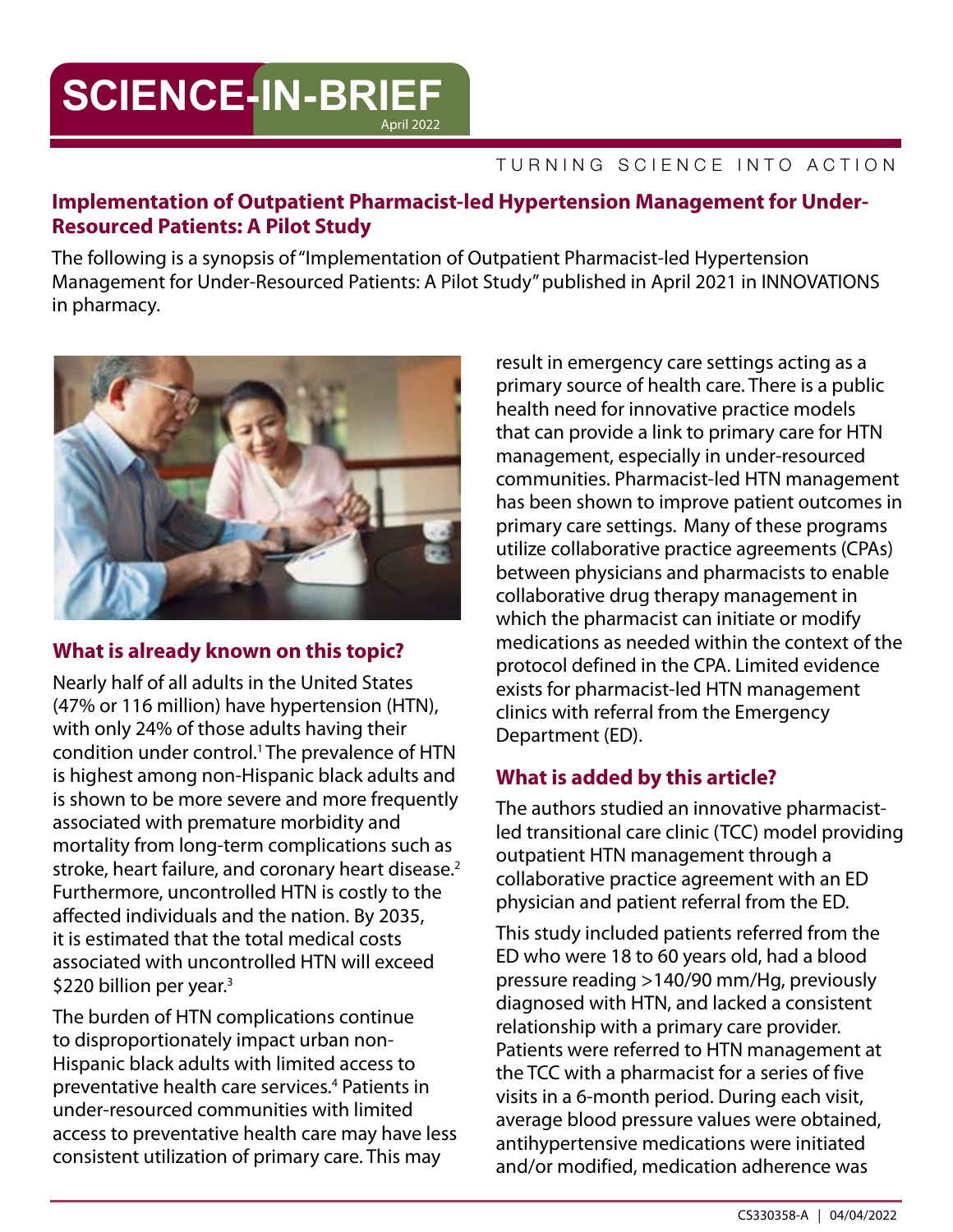# SCIENCE-IN-BRIEF

April 2022

TURNING SCIENCE INTO ACTION

## Implementation of Outpatient Pharmacist-led Hypertension Management for Under-Resourced Patients: A Pilot Study

The following is a synopsis of "Implementation of Outpatient Pharmacist-led Hypertension Management for Under-Resourced Patients: A Pilot Study" published in April 2021 in INNOVATIONS in pharmacy.

### What is already known on this topic?

Nearly half of all adults in the United States (47% or 116 million) have hypertension (HTN), with only 24% of those adults having their condition under control.[1] The prevalence of HTN is highest among non-Hispanic black adults and is shown to be more severe and more frequently associated with premature morbidity and mortality from long-term complications such as stroke, heart failure, and coronary heart disease.[2] Furthermore, uncontrolled HTN is costly to the affected individuals and the nation. By 2035, it is estimated that the total medical costs associated with uncontrolled HTN will exceed $220 billion per year.[3]

The burden of HTN complications continue to disproportionately impact urban non-Hispanic black adults with limited access to preventative health care services.[4] Patients in under-resourced communities with limited access to preventative health care may have less consistent utilization of primary care. This may result in emergency care settings acting as a primary source of health care. There is a public health need for innovative practice models that can provide a link to primary care for HTN management, especially in under-resourced communities. Pharmacist-led HTN management has been shown to improve patient outcomes in primary care settings. Many of these programs utilize collaborative practice agreements (CPAs) between physicians and pharmacists to enable collaborative drug therapy management in which the pharmacist can initiate or modify medications as needed within the context of the protocol defined in the CPA. Limited evidence exists for pharmacist-led HTN management clinics with referral from the Emergency Department (ED).

### What is added by this article?

The authors studied an innovative pharmacist-led transitional care clinic (TCC) model providing outpatient HTN management through a collaborative practice agreement with an ED physician and patient referral from the ED.

This study included patients referred from the ED who were 18 to 60 years old, had a blood pressure reading >140/90 mm/Hg, previously diagnosed with HTN, and lacked a consistent relationship with a primary care provider. Patients were referred to HTN management at the TCC with a pharmacist for a series of five visits in a 6-month period. During each visit, average blood pressure values were obtained, antihypertensive medications were initiated and/or modified, medication adherence was

CS330358-A | 04/04/2022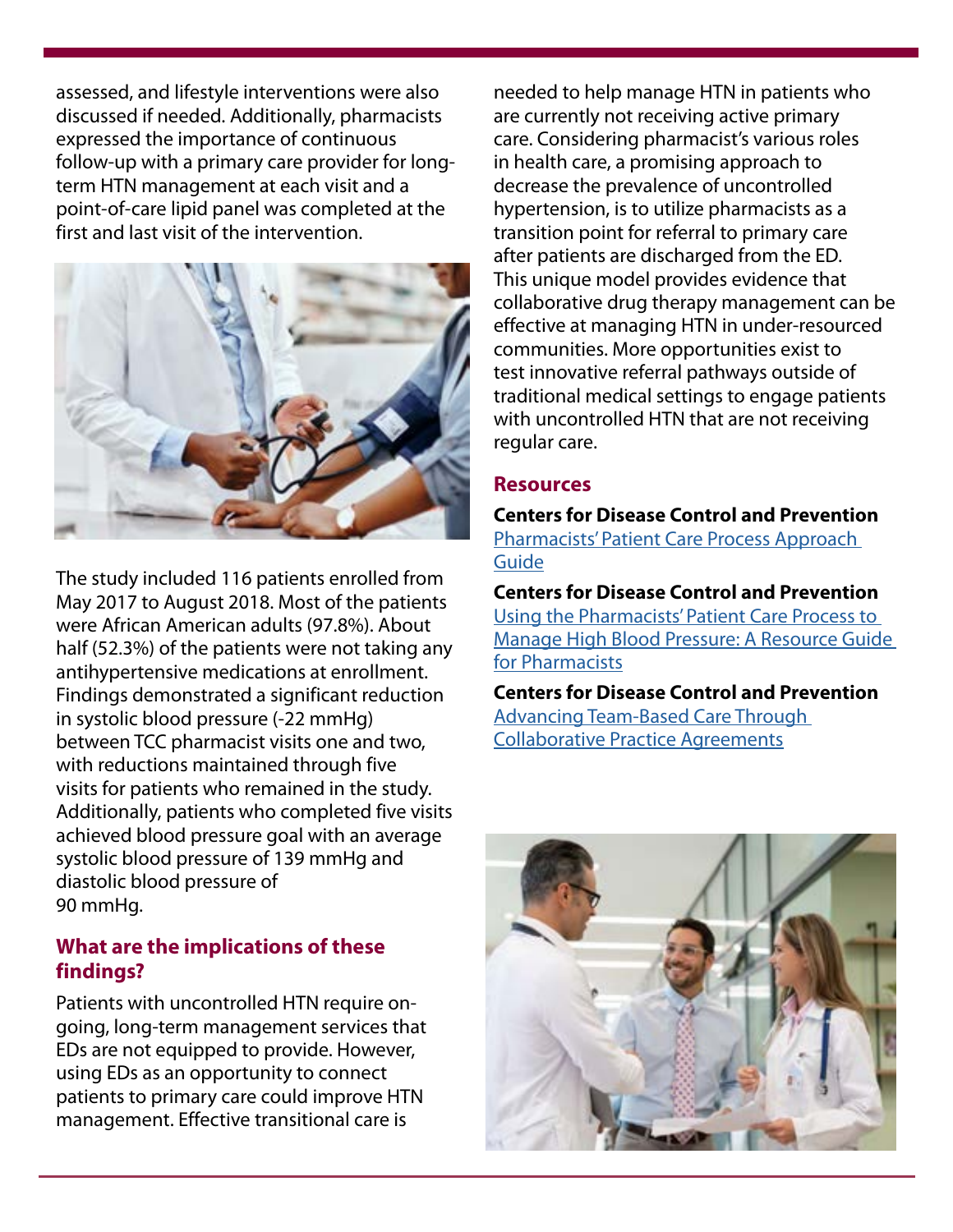assessed, and lifestyle interventions were also discussed if needed. Additionally, pharmacists expressed the importance of continuous follow-up with a primary care provider for long-term HTN management at each visit and a point-of-care lipid panel was completed at the first and last visit of the intervention.

The study included 116 patients enrolled from May 2017 to August 2018. Most of the patients were African American adults (97.8%). About half (52.3%) of the patients were not taking any antihypertensive medications at enrollment. Findings demonstrated a significant reduction in systolic blood pressure (-22 mmHg) between TCC pharmacist visits one and two, with reductions maintained through five visits for patients who remained in the study. Additionally, patients who completed five visits achieved blood pressure goal with an average systolic blood pressure of 139 mmHg and diastolic blood pressure of 90 mmHg.

## What are the implications of these findings?

Patients with uncontrolled HTN require on-going, long-term management services that EDs are not equipped to provide. However, using EDs as an opportunity to connect patients to primary care could improve HTN management. Effective transitional care is needed to help manage HTN in patients who are currently not receiving active primary care. Considering pharmacist's various roles in health care, a promising approach to decrease the prevalence of uncontrolled hypertension, is to utilize pharmacists as a transition point for referral to primary care after patients are discharged from the ED. This unique model provides evidence that collaborative drug therapy management can be effective at managing HTN in under-resourced communities. More opportunities exist to test innovative referral pathways outside of traditional medical settings to engage patients with uncontrolled HTN that are not receiving regular care.

## Resources

**Centers for Disease Control and Prevention**
Pharmacists' Patient Care Process Approach Guide

**Centers for Disease Control and Prevention**
Using the Pharmacists' Patient Care Process to Manage High Blood Pressure: A Resource Guide for Pharmacists

**Centers for Disease Control and Prevention**
Advancing Team-Based Care Through Collaborative Practice Agreements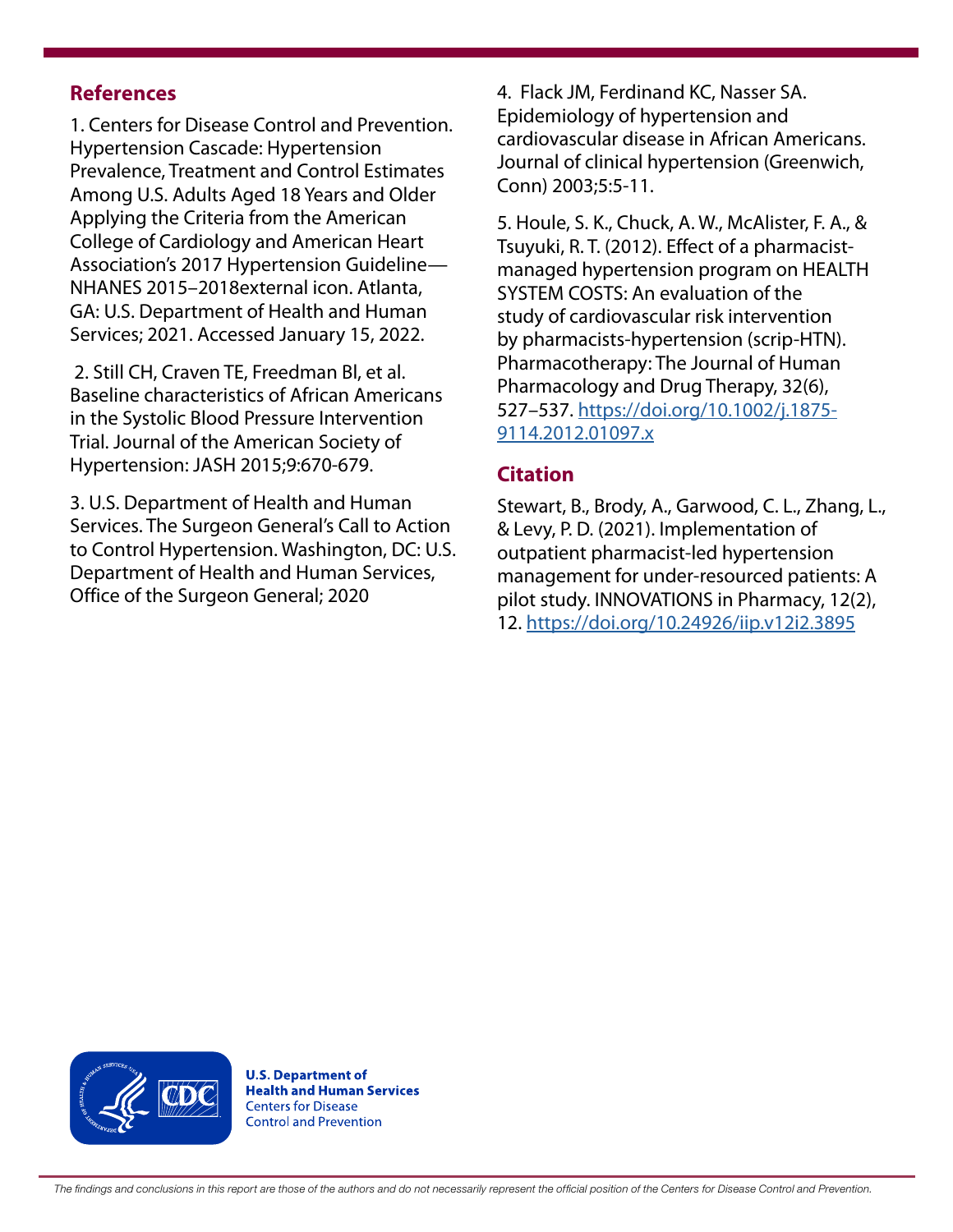## References

1. Centers for Disease Control and Prevention. Hypertension Cascade: Hypertension Prevalence, Treatment and Control Estimates Among U.S. Adults Aged 18 Years and Older Applying the Criteria from the American College of Cardiology and American Heart Association's 2017 Hypertension Guideline—NHANES 2015–2018external icon. Atlanta, GA: U.S. Department of Health and Human Services; 2021. Accessed January 15, 2022.

2. Still CH, Craven TE, Freedman BI, et al. Baseline characteristics of African Americans in the Systolic Blood Pressure Intervention Trial. Journal of the American Society of Hypertension: JASH 2015;9:670-679.

3. U.S. Department of Health and Human Services. The Surgeon General's Call to Action to Control Hypertension. Washington, DC: U.S. Department of Health and Human Services, Office of the Surgeon General; 2020

4. Flack JM, Ferdinand KC, Nasser SA. Epidemiology of hypertension and cardiovascular disease in African Americans. Journal of clinical hypertension (Greenwich, Conn) 2003;5:5-11.

5. Houle, S. K., Chuck, A. W., McAlister, F. A., & Tsuyuki, R. T. (2012). Effect of a pharmacist-managed hypertension program on HEALTH SYSTEM COSTS: An evaluation of the study of cardiovascular risk intervention by pharmacists-hypertension (scrip-HTN). Pharmacotherapy: The Journal of Human Pharmacology and Drug Therapy, 32(6), 527–537. https://doi.org/10.1002/j.1875-9114.2012.01097.x

## Citation

Stewart, B., Brody, A., Garwood, C. L., Zhang, L., & Levy, P. D. (2021). Implementation of outpatient pharmacist-led hypertension management for under-resourced patients: A pilot study. INNOVATIONS in Pharmacy, 12(2), 12. https://doi.org/10.24926/iip.v12i2.3895

**U.S. Department of Health and Human Services**
Centers for Disease Control and Prevention

*The findings and conclusions in this report are those of the authors and do not necessarily represent the official position of the Centers for Disease Control and Prevention.*